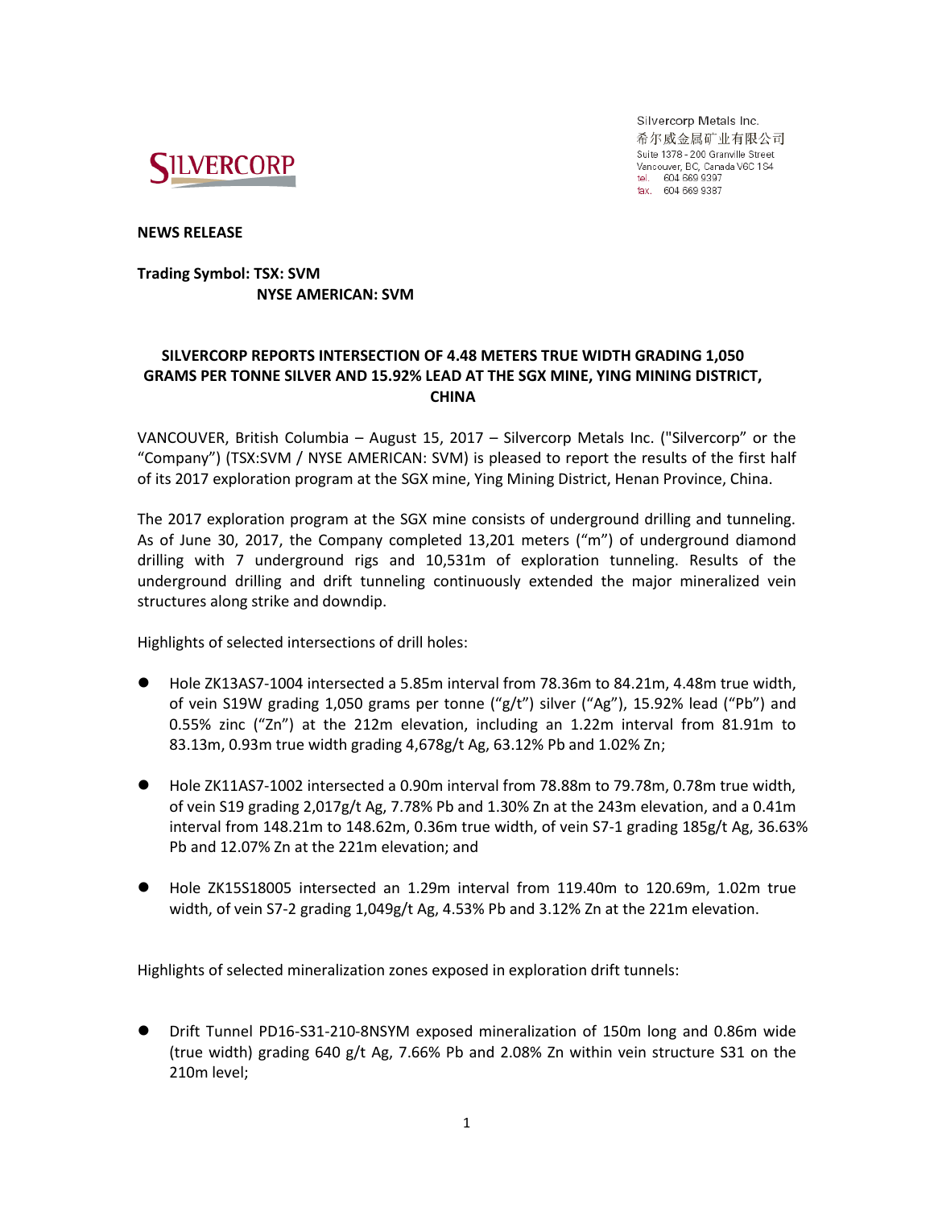Silvercorp Metals Inc.
希尔威金属矿业有限公司
Suite 1378 - 200 Granville Street
Vancouver, BC, Canada V6C 1S4
tel. 604 669 9397
fax. 604 669 9387

**NEWS RELEASE**

**Trading Symbol: TSX: SVM**
**NYSE AMERICAN: SVM**

## SILVERCORP REPORTS INTERSECTION OF 4.48 METERS TRUE WIDTH GRADING 1,050 GRAMS PER TONNE SILVER AND 15.92% LEAD AT THE SGX MINE, YING MINING DISTRICT, CHINA

VANCOUVER, British Columbia – August 15, 2017 – Silvercorp Metals Inc. ("Silvercorp" or the "Company") (TSX:SVM / NYSE AMERICAN: SVM) is pleased to report the results of the first half of its 2017 exploration program at the SGX mine, Ying Mining District, Henan Province, China.

The 2017 exploration program at the SGX mine consists of underground drilling and tunneling. As of June 30, 2017, the Company completed 13,201 meters ("m") of underground diamond drilling with 7 underground rigs and 10,531m of exploration tunneling. Results of the underground drilling and drift tunneling continuously extended the major mineralized vein structures along strike and downdip.

Highlights of selected intersections of drill holes:

- Hole ZK13AS7-1004 intersected a 5.85m interval from 78.36m to 84.21m, 4.48m true width, of vein S19W grading 1,050 grams per tonne ("g/t") silver ("Ag"), 15.92% lead ("Pb") and 0.55% zinc ("Zn") at the 212m elevation, including an 1.22m interval from 81.91m to 83.13m, 0.93m true width grading 4,678g/t Ag, 63.12% Pb and 1.02% Zn;

- Hole ZK11AS7-1002 intersected a 0.90m interval from 78.88m to 79.78m, 0.78m true width, of vein S19 grading 2,017g/t Ag, 7.78% Pb and 1.30% Zn at the 243m elevation, and a 0.41m interval from 148.21m to 148.62m, 0.36m true width, of vein S7-1 grading 185g/t Ag, 36.63% Pb and 12.07% Zn at the 221m elevation; and

- Hole ZK15S18005 intersected an 1.29m interval from 119.40m to 120.69m, 1.02m true width, of vein S7-2 grading 1,049g/t Ag, 4.53% Pb and 3.12% Zn at the 221m elevation.

Highlights of selected mineralization zones exposed in exploration drift tunnels:

- Drift Tunnel PD16-S31-210-8NSYM exposed mineralization of 150m long and 0.86m wide (true width) grading 640 g/t Ag, 7.66% Pb and 2.08% Zn within vein structure S31 on the 210m level;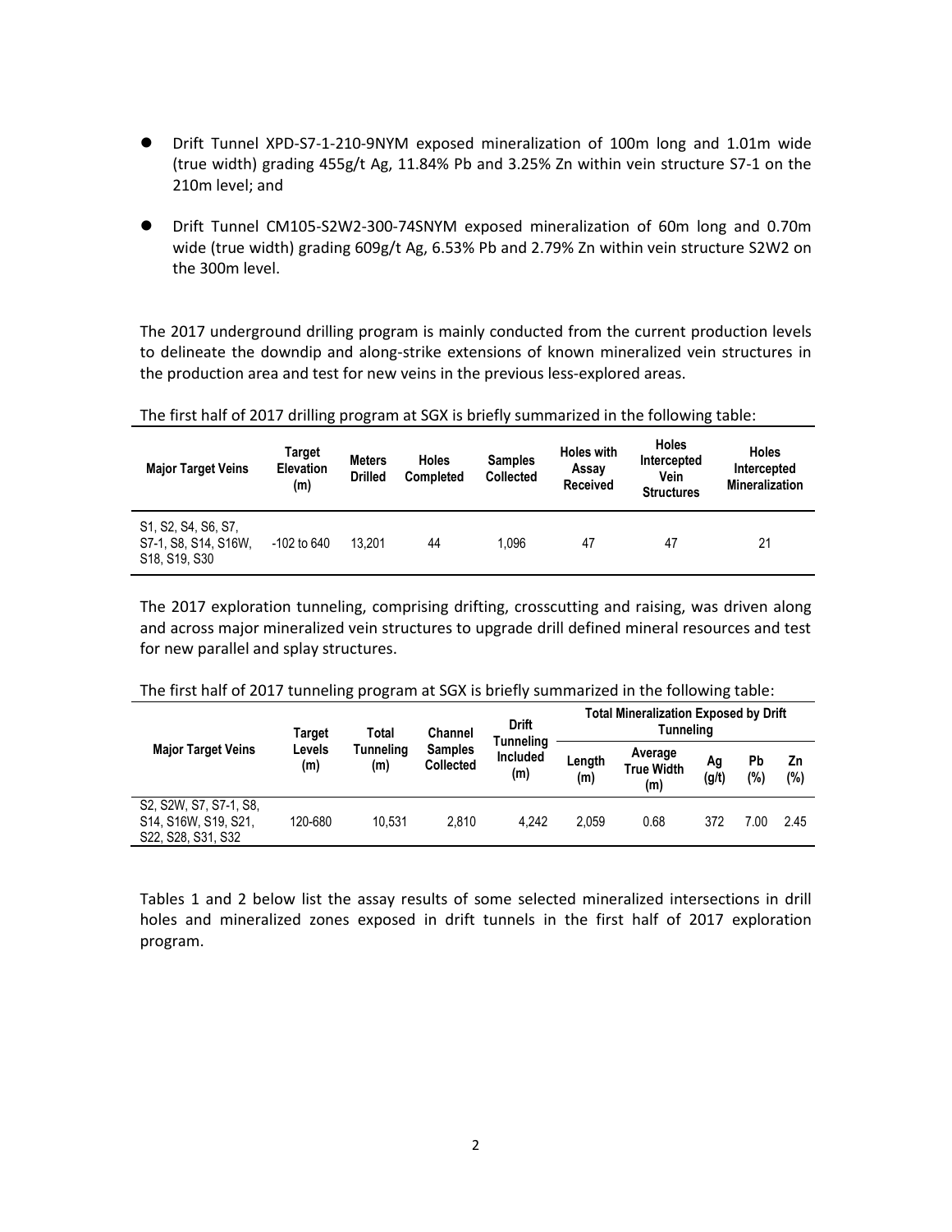- Drift Tunnel XPD-S7-1-210-9NYM exposed mineralization of 100m long and 1.01m wide (true width) grading 455g/t Ag, 11.84% Pb and 3.25% Zn within vein structure S7-1 on the 210m level; and

- Drift Tunnel CM105-S2W2-300-74SNYM exposed mineralization of 60m long and 0.70m wide (true width) grading 609g/t Ag, 6.53% Pb and 2.79% Zn within vein structure S2W2 on the 300m level.

The 2017 underground drilling program is mainly conducted from the current production levels to delineate the downdip and along-strike extensions of known mineralized vein structures in the production area and test for new veins in the previous less-explored areas.

The first half of 2017 drilling program at SGX is briefly summarized in the following table:

| Major Target Veins | Target Elevation (m) | Meters Drilled | Holes Completed | Samples Collected | Holes with Assay Received | Holes Intercepted Vein Structures | Holes Intercepted Mineralization |
|---|---|---|---|---|---|---|---|
| S1, S2, S4, S6, S7, S7-1, S8, S14, S16W, S18, S19, S30 | -102 to 640 | 13,201 | 44 | 1,096 | 47 | 47 | 21 |

The 2017 exploration tunneling, comprising drifting, crosscutting and raising, was driven along and across major mineralized vein structures to upgrade drill defined mineral resources and test for new parallel and splay structures.

The first half of 2017 tunneling program at SGX is briefly summarized in the following table:

| Major Target Veins | Target Levels (m) | Total Tunneling (m) | Channel Samples Collected | Drift Tunneling Included (m) | Total Mineralization Exposed by Drift Tunneling | | | | |
|---|---|---|---|---|---|---|---|---|---|
| | | | | | Length (m) | Average True Width (m) | Ag (g/t) | Pb (%) | Zn (%) |
| S2, S2W, S7, S7-1, S8, S14, S16W, S19, S21, S22, S28, S31, S32 | 120-680 | 10,531 | 2,810 | 4,242 | 2,059 | 0.68 | 372 | 7.00 | 2.45 |

Tables 1 and 2 below list the assay results of some selected mineralized intersections in drill holes and mineralized zones exposed in drift tunnels in the first half of 2017 exploration program.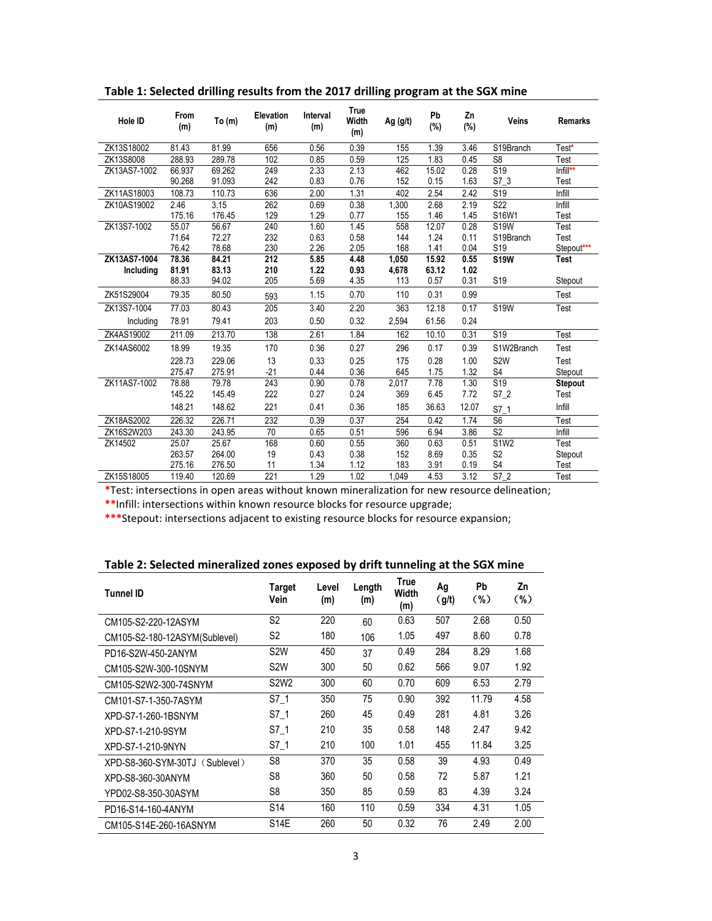**Table 1: Selected drilling results from the 2017 drilling program at the SGX mine**

| Hole ID | From (m) | To (m) | Elevation (m) | Interval (m) | True Width (m) | Ag (g/t) | Pb (%) | Zn (%) | Veins | Remarks |
|---|---|---|---|---|---|---|---|---|---|---|
| ZK13S18002 | 81.43 | 81.99 | 656 | 0.56 | 0.39 | 155 | 1.39 | 3.46 | S19Branch | Test* |
| ZK13S8008 | 288.93 | 289.78 | 102 | 0.85 | 0.59 | 125 | 1.83 | 0.45 | S8 | Test |
| ZK13AS7-1002 | 66.937 | 69.262 | 249 | 2.33 | 2.13 | 462 | 15.02 | 0.28 | S19 | Infill** |
| | 90.268 | 91.093 | 242 | 0.83 | 0.76 | 152 | 0.15 | 1.63 | S7_3 | Test |
| ZK11AS18003 | 108.73 | 110.73 | 636 | 2.00 | 1.31 | 402 | 2.54 | 2.42 | S19 | Infill |
| ZK10AS19002 | 2.46 | 3.15 | 262 | 0.69 | 0.38 | 1,300 | 2.68 | 2.19 | S22 | Infill |
| | 175.16 | 176.45 | 129 | 1.29 | 0.77 | 155 | 1.46 | 1.45 | S16W1 | Test |
| ZK13S7-1002 | 55.07 | 56.67 | 240 | 1.60 | 1.45 | 558 | 12.07 | 0.28 | S19W | Test |
| | 71.64 | 72.27 | 232 | 0.63 | 0.58 | 144 | 1.24 | 0.11 | S19Branch | Test |
| | 76.42 | 78.68 | 230 | 2.26 | 2.05 | 168 | 1.41 | 0.04 | S19 | Stepout*** |
| **ZK13AS7-1004** | **78.36** | **84.21** | **212** | **5.85** | **4.48** | **1,050** | **15.92** | **0.55** | **S19W** | **Test** |
| **Including** | **81.91** | **83.13** | **210** | **1.22** | **0.93** | **4,678** | **63.12** | **1.02** | | |
| | 88.33 | 94.02 | 205 | 5.69 | 4.35 | 113 | 0.57 | 0.31 | S19 | Stepout |
| ZK51S29004 | 79.35 | 80.50 | 593 | 1.15 | 0.70 | 110 | 0.31 | 0.99 | | Test |
| ZK13S7-1004 | 77.03 | 80.43 | 205 | 3.40 | 2.20 | 363 | 12.18 | 0.17 | S19W | Test |
| Including | 78.91 | 79.41 | 203 | 0.50 | 0.32 | 2,594 | 61.56 | 0.24 | | |
| ZK4AS19002 | 211.09 | 213.70 | 138 | 2.61 | 1.84 | 162 | 10.10 | 0.31 | S19 | Test |
| ZK14AS6002 | 18.99 | 19.35 | 170 | 0.36 | 0.27 | 296 | 0.17 | 0.39 | S1W2Branch | Test |
| | 228.73 | 229.06 | 13 | 0.33 | 0.25 | 175 | 0.28 | 1.00 | S2W | Test |
| | 275.47 | 275.91 | -21 | 0.44 | 0.36 | 645 | 1.75 | 1.32 | S4 | Stepout |
| ZK11AS7-1002 | 78.88 | 79.78 | 243 | 0.90 | 0.78 | 2,017 | 7.78 | 1.30 | S19 | **Stepout** |
| | 145.22 | 145.49 | 222 | 0.27 | 0.24 | 369 | 6.45 | 7.72 | S7_2 | Test |
| | 148.21 | 148.62 | 221 | 0.41 | 0.36 | 185 | 36.63 | 12.07 | S7_1 | Infill |
| ZK18AS2002 | 226.32 | 226.71 | 232 | 0.39 | 0.37 | 254 | 0.42 | 1.74 | S6 | Test |
| ZK16S2W203 | 243.30 | 243.95 | 70 | 0.65 | 0.51 | 596 | 6.94 | 3.86 | S2 | Infill |
| ZK14502 | 25.07 | 25.67 | 168 | 0.60 | 0.55 | 360 | 0.63 | 0.51 | S1W2 | Test |
| | 263.57 | 264.00 | 19 | 0.43 | 0.38 | 152 | 8.69 | 0.35 | S2 | Stepout |
| | 275.16 | 276.50 | 11 | 1.34 | 1.12 | 183 | 3.91 | 0.19 | S4 | Test |
| ZK15S18005 | 119.40 | 120.69 | 221 | 1.29 | 1.02 | 1,049 | 4.53 | 3.12 | S7_2 | Test |

*Test: intersections in open areas without known mineralization for new resource delineation;

**Infill: intersections within known resource blocks for resource upgrade;

***Stepout: intersections adjacent to existing resource blocks for resource expansion;

**Table 2: Selected mineralized zones exposed by drift tunneling at the SGX mine**

| Tunnel ID | Target Vein | Level (m) | Length (m) | True Width (m) | Ag (g/t) | Pb （%） | Zn （%） |
|---|---|---|---|---|---|---|---|
| CM105-S2-220-12ASYM | S2 | 220 | 60 | 0.63 | 507 | 2.68 | 0.50 |
| CM105-S2-180-12ASYM(Sublevel) | S2 | 180 | 106 | 1.05 | 497 | 8.60 | 0.78 |
| PD16-S2W-450-2ANYM | S2W | 450 | 37 | 0.49 | 284 | 8.29 | 1.68 |
| CM105-S2W-300-10SNYM | S2W | 300 | 50 | 0.62 | 566 | 9.07 | 1.92 |
| CM105-S2W2-300-74SNYM | S2W2 | 300 | 60 | 0.70 | 609 | 6.53 | 2.79 |
| CM101-S7-1-350-7ASYM | S7_1 | 350 | 75 | 0.90 | 392 | 11.79 | 4.58 |
| XPD-S7-1-260-1BSNYM | S7_1 | 260 | 45 | 0.49 | 281 | 4.81 | 3.26 |
| XPD-S7-1-210-9SYM | S7_1 | 210 | 35 | 0.58 | 148 | 2.47 | 9.42 |
| XPD-S7-1-210-9NYN | S7_1 | 210 | 100 | 1.01 | 455 | 11.84 | 3.25 |
| XPD-S8-360-SYM-30TJ（Sublevel） | S8 | 370 | 35 | 0.58 | 39 | 4.93 | 0.49 |
| XPD-S8-360-30ANYM | S8 | 360 | 50 | 0.58 | 72 | 5.87 | 1.21 |
| YPD02-S8-350-30ASYM | S8 | 350 | 85 | 0.59 | 83 | 4.39 | 3.24 |
| PD16-S14-160-4ANYM | S14 | 160 | 110 | 0.59 | 334 | 4.31 | 1.05 |
| CM105-S14E-260-16ASNYM | S14E | 260 | 50 | 0.32 | 76 | 2.49 | 2.00 |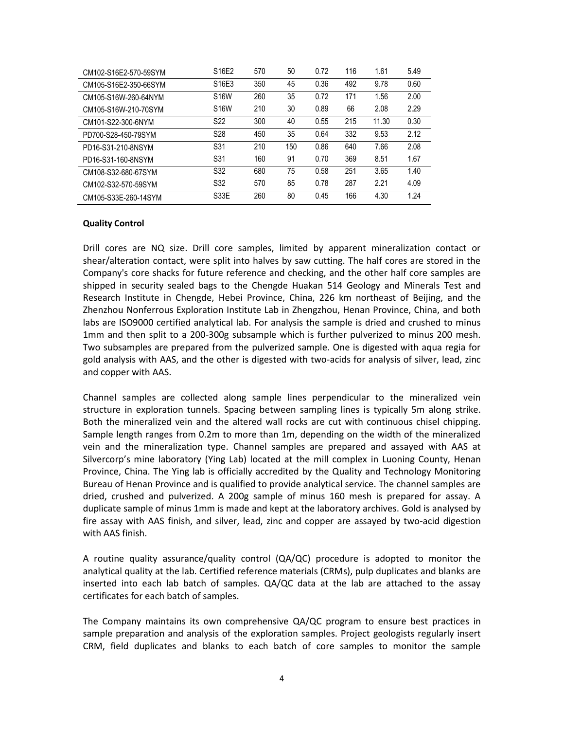| | | | | | | | |
|---|---|---|---|---|---|---|---|
| CM102-S16E2-570-59SYM | S16E2 | 570 | 50 | 0.72 | 116 | 1.61 | 5.49 |
| CM105-S16E2-350-66SYM | S16E3 | 350 | 45 | 0.36 | 492 | 9.78 | 0.60 |
| CM105-S16W-260-64NYM | S16W | 260 | 35 | 0.72 | 171 | 1.56 | 2.00 |
| CM105-S16W-210-70SYM | S16W | 210 | 30 | 0.89 | 66 | 2.08 | 2.29 |
| CM101-S22-300-6NYM | S22 | 300 | 40 | 0.55 | 215 | 11.30 | 0.30 |
| PD700-S28-450-79SYM | S28 | 450 | 35 | 0.64 | 332 | 9.53 | 2.12 |
| PD16-S31-210-8NSYM | S31 | 210 | 150 | 0.86 | 640 | 7.66 | 2.08 |
| PD16-S31-160-8NSYM | S31 | 160 | 91 | 0.70 | 369 | 8.51 | 1.67 |
| CM108-S32-680-67SYM | S32 | 680 | 75 | 0.58 | 251 | 3.65 | 1.40 |
| CM102-S32-570-59SYM | S32 | 570 | 85 | 0.78 | 287 | 2.21 | 4.09 |
| CM105-S33E-260-14SYM | S33E | 260 | 80 | 0.45 | 166 | 4.30 | 1.24 |

**Quality Control**

Drill cores are NQ size. Drill core samples, limited by apparent mineralization contact or shear/alteration contact, were split into halves by saw cutting. The half cores are stored in the Company's core shacks for future reference and checking, and the other half core samples are shipped in security sealed bags to the Chengde Huakan 514 Geology and Minerals Test and Research Institute in Chengde, Hebei Province, China, 226 km northeast of Beijing, and the Zhenzhou Nonferrous Exploration Institute Lab in Zhengzhou, Henan Province, China, and both labs are ISO9000 certified analytical lab. For analysis the sample is dried and crushed to minus 1mm and then split to a 200-300g subsample which is further pulverized to minus 200 mesh. Two subsamples are prepared from the pulverized sample. One is digested with aqua regia for gold analysis with AAS, and the other is digested with two-acids for analysis of silver, lead, zinc and copper with AAS.

Channel samples are collected along sample lines perpendicular to the mineralized vein structure in exploration tunnels. Spacing between sampling lines is typically 5m along strike. Both the mineralized vein and the altered wall rocks are cut with continuous chisel chipping. Sample length ranges from 0.2m to more than 1m, depending on the width of the mineralized vein and the mineralization type. Channel samples are prepared and assayed with AAS at Silvercorp's mine laboratory (Ying Lab) located at the mill complex in Luoning County, Henan Province, China. The Ying lab is officially accredited by the Quality and Technology Monitoring Bureau of Henan Province and is qualified to provide analytical service. The channel samples are dried, crushed and pulverized. A 200g sample of minus 160 mesh is prepared for assay. A duplicate sample of minus 1mm is made and kept at the laboratory archives. Gold is analysed by fire assay with AAS finish, and silver, lead, zinc and copper are assayed by two-acid digestion with AAS finish.

A routine quality assurance/quality control (QA/QC) procedure is adopted to monitor the analytical quality at the lab. Certified reference materials (CRMs), pulp duplicates and blanks are inserted into each lab batch of samples. QA/QC data at the lab are attached to the assay certificates for each batch of samples.

The Company maintains its own comprehensive QA/QC program to ensure best practices in sample preparation and analysis of the exploration samples. Project geologists regularly insert CRM, field duplicates and blanks to each batch of core samples to monitor the sample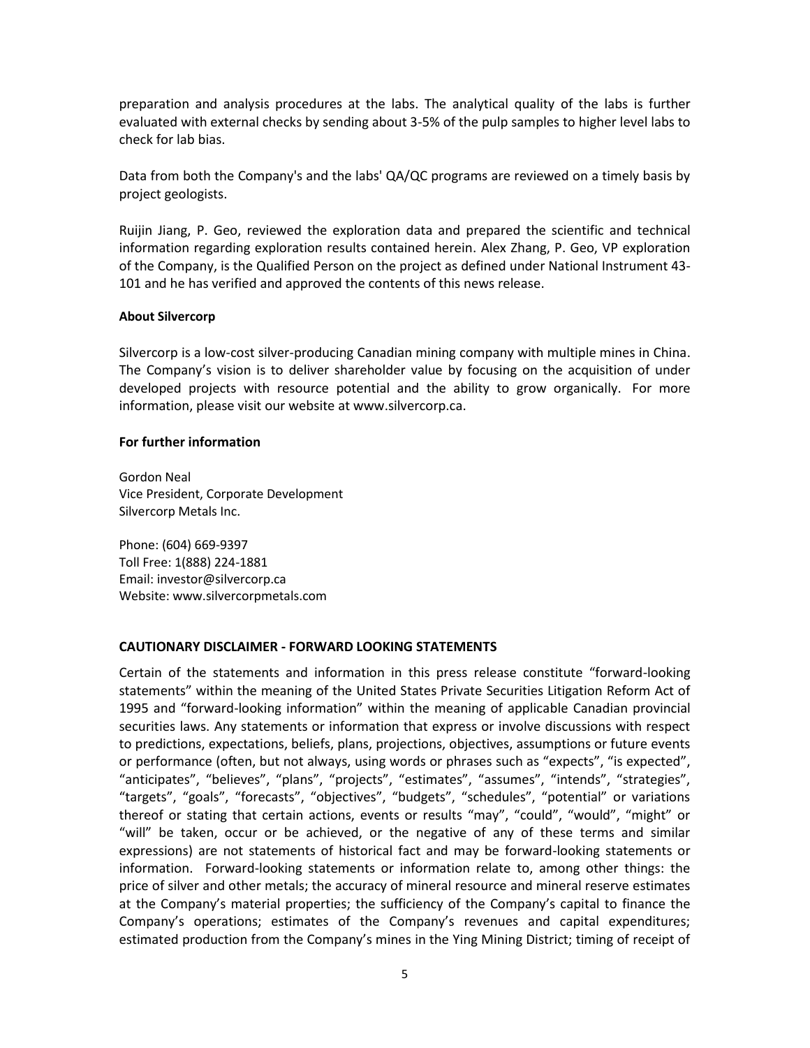preparation and analysis procedures at the labs. The analytical quality of the labs is further evaluated with external checks by sending about 3-5% of the pulp samples to higher level labs to check for lab bias.

Data from both the Company's and the labs' QA/QC programs are reviewed on a timely basis by project geologists.

Ruijin Jiang, P. Geo, reviewed the exploration data and prepared the scientific and technical information regarding exploration results contained herein. Alex Zhang, P. Geo, VP exploration of the Company, is the Qualified Person on the project as defined under National Instrument 43-101 and he has verified and approved the contents of this news release.

**About Silvercorp**

Silvercorp is a low-cost silver-producing Canadian mining company with multiple mines in China. The Company's vision is to deliver shareholder value by focusing on the acquisition of under developed projects with resource potential and the ability to grow organically. For more information, please visit our website at www.silvercorp.ca.

**For further information**

Gordon Neal
Vice President, Corporate Development
Silvercorp Metals Inc.

Phone: (604) 669-9397
Toll Free: 1(888) 224-1881
Email: investor@silvercorp.ca
Website: www.silvercorpmetals.com

**CAUTIONARY DISCLAIMER - FORWARD LOOKING STATEMENTS**

Certain of the statements and information in this press release constitute "forward-looking statements" within the meaning of the United States Private Securities Litigation Reform Act of 1995 and "forward-looking information" within the meaning of applicable Canadian provincial securities laws. Any statements or information that express or involve discussions with respect to predictions, expectations, beliefs, plans, projections, objectives, assumptions or future events or performance (often, but not always, using words or phrases such as "expects", "is expected", "anticipates", "believes", "plans", "projects", "estimates", "assumes", "intends", "strategies", "targets", "goals", "forecasts", "objectives", "budgets", "schedules", "potential" or variations thereof or stating that certain actions, events or results "may", "could", "would", "might" or "will" be taken, occur or be achieved, or the negative of any of these terms and similar expressions) are not statements of historical fact and may be forward-looking statements or information. Forward-looking statements or information relate to, among other things: the price of silver and other metals; the accuracy of mineral resource and mineral reserve estimates at the Company's material properties; the sufficiency of the Company's capital to finance the Company's operations; estimates of the Company's revenues and capital expenditures; estimated production from the Company's mines in the Ying Mining District; timing of receipt of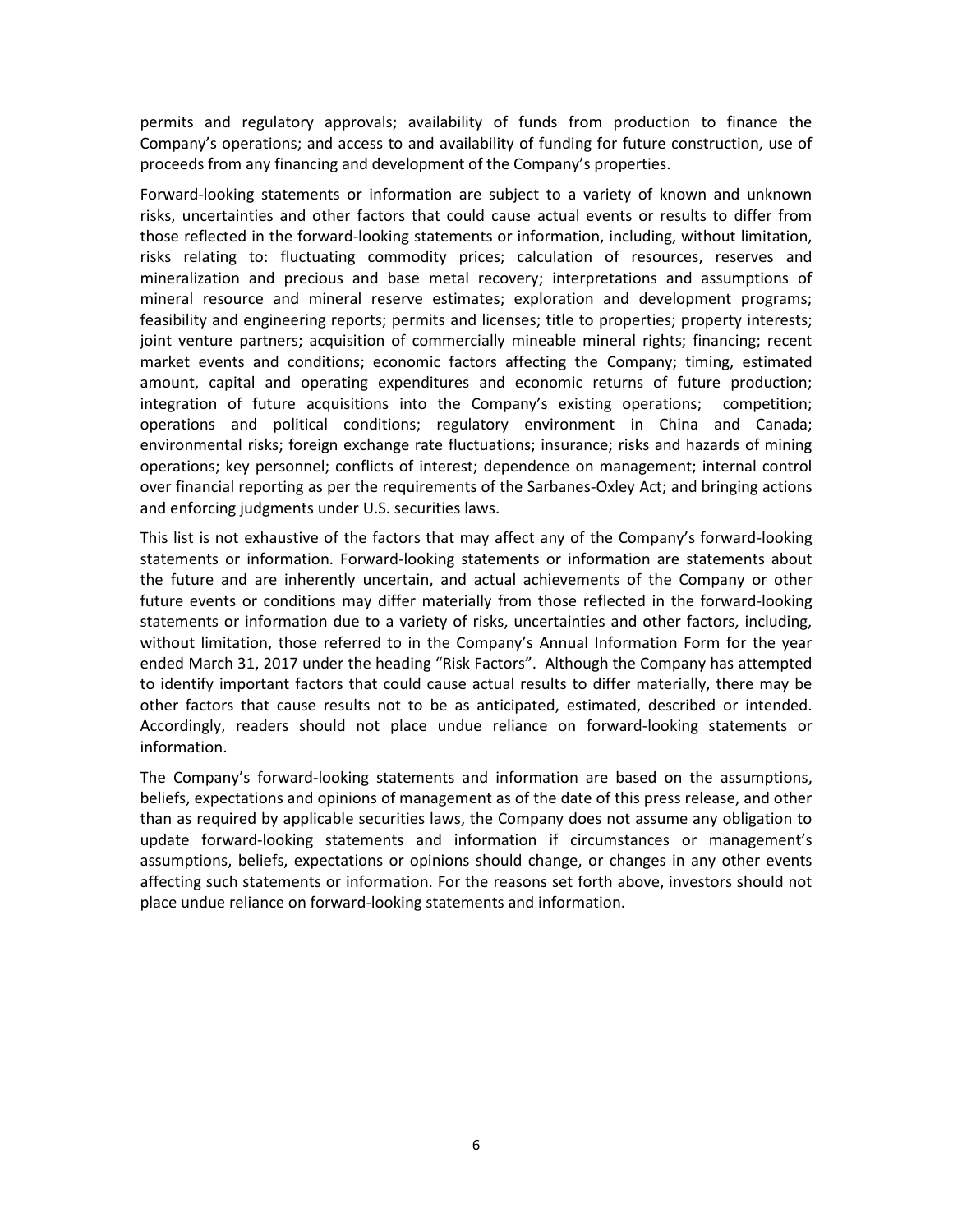permits and regulatory approvals; availability of funds from production to finance the Company's operations; and access to and availability of funding for future construction, use of proceeds from any financing and development of the Company's properties.

Forward-looking statements or information are subject to a variety of known and unknown risks, uncertainties and other factors that could cause actual events or results to differ from those reflected in the forward-looking statements or information, including, without limitation, risks relating to: fluctuating commodity prices; calculation of resources, reserves and mineralization and precious and base metal recovery; interpretations and assumptions of mineral resource and mineral reserve estimates; exploration and development programs; feasibility and engineering reports; permits and licenses; title to properties; property interests; joint venture partners; acquisition of commercially mineable mineral rights; financing; recent market events and conditions; economic factors affecting the Company; timing, estimated amount, capital and operating expenditures and economic returns of future production; integration of future acquisitions into the Company's existing operations; competition; operations and political conditions; regulatory environment in China and Canada; environmental risks; foreign exchange rate fluctuations; insurance; risks and hazards of mining operations; key personnel; conflicts of interest; dependence on management; internal control over financial reporting as per the requirements of the Sarbanes-Oxley Act; and bringing actions and enforcing judgments under U.S. securities laws.

This list is not exhaustive of the factors that may affect any of the Company's forward-looking statements or information. Forward-looking statements or information are statements about the future and are inherently uncertain, and actual achievements of the Company or other future events or conditions may differ materially from those reflected in the forward-looking statements or information due to a variety of risks, uncertainties and other factors, including, without limitation, those referred to in the Company's Annual Information Form for the year ended March 31, 2017 under the heading "Risk Factors". Although the Company has attempted to identify important factors that could cause actual results to differ materially, there may be other factors that cause results not to be as anticipated, estimated, described or intended. Accordingly, readers should not place undue reliance on forward-looking statements or information.

The Company's forward-looking statements and information are based on the assumptions, beliefs, expectations and opinions of management as of the date of this press release, and other than as required by applicable securities laws, the Company does not assume any obligation to update forward-looking statements and information if circumstances or management's assumptions, beliefs, expectations or opinions should change, or changes in any other events affecting such statements or information. For the reasons set forth above, investors should not place undue reliance on forward-looking statements and information.